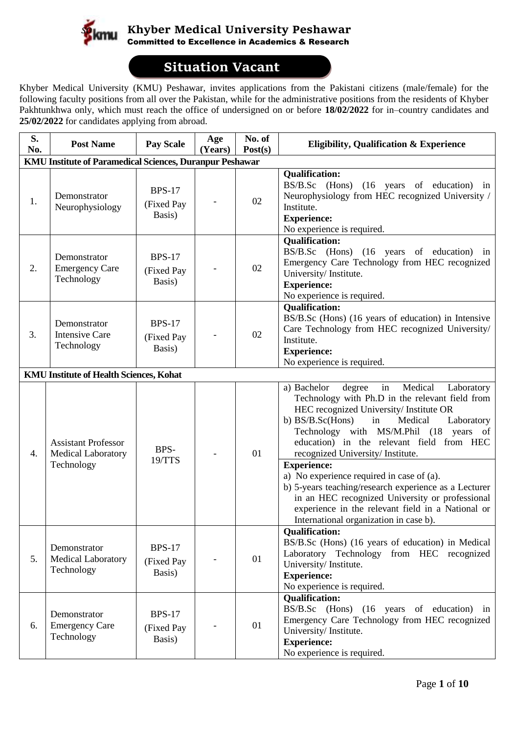# Khyber Medical University Peshawar

**Committed to Excellence in Academics & Research**

## Situation Vacant

Khyber Medical University (KMU) Peshawar, invites applications from the Pakistani citizens (male/female) for the following faculty positions from all over the Pakistan, while for the administrative positions from the residents of Khyber Pakhtunkhwa only, which must reach the office of undersigned on or before **18/02/2022** for in–country candidates and **25/02/2022** for candidates applying from abroad.

| S. No. | Post Name | Pay Scale | Age (Years) | No. of Post(s) | Eligibility, Qualification & Experience |
|---|---|---|---|---|---|
| **KMU Institute of Paramedical Sciences, Duranpur Peshawar** | | | | | |
| 1. | Demonstrator Neurophysiology | BPS-17 (Fixed Pay Basis) | - | 02 | **Qualification:** BS/B.Sc (Hons) (16 years of education) in Neurophysiology from HEC recognized University / Institute. **Experience:** No experience is required. |
| 2. | Demonstrator Emergency Care Technology | BPS-17 (Fixed Pay Basis) | - | 02 | **Qualification:** BS/B.Sc (Hons) (16 years of education) in Emergency Care Technology from HEC recognized University/ Institute. **Experience:** No experience is required. |
| 3. | Demonstrator Intensive Care Technology | BPS-17 (Fixed Pay Basis) | - | 02 | **Qualification:** BS/B.Sc (Hons) (16 years of education) in Intensive Care Technology from HEC recognized University/ Institute. **Experience:** No experience is required. |
| **KMU Institute of Health Sciences, Kohat** | | | | | |
| 4. | Assistant Professor Medical Laboratory Technology | BPS-19/TTS | - | 01 | a) Bachelor degree in Medical Laboratory Technology with Ph.D in the relevant field from HEC recognized University/ Institute OR b) BS/B.Sc(Hons) in Medical Laboratory Technology with MS/M.Phil (18 years of education) in the relevant field from HEC recognized University/ Institute. **Experience:** a) No experience required in case of (a). b) 5-years teaching/research experience as a Lecturer in an HEC recognized University or professional experience in the relevant field in a National or International organization in case b). |
| 5. | Demonstrator Medical Laboratory Technology | BPS-17 (Fixed Pay Basis) | - | 01 | **Qualification:** BS/B.Sc (Hons) (16 years of education) in Medical Laboratory Technology from HEC recognized University/ Institute. **Experience:** No experience is required. |
| 6. | Demonstrator Emergency Care Technology | BPS-17 (Fixed Pay Basis) | - | 01 | **Qualification:** BS/B.Sc (Hons) (16 years of education) in Emergency Care Technology from HEC recognized University/ Institute. **Experience:** No experience is required. |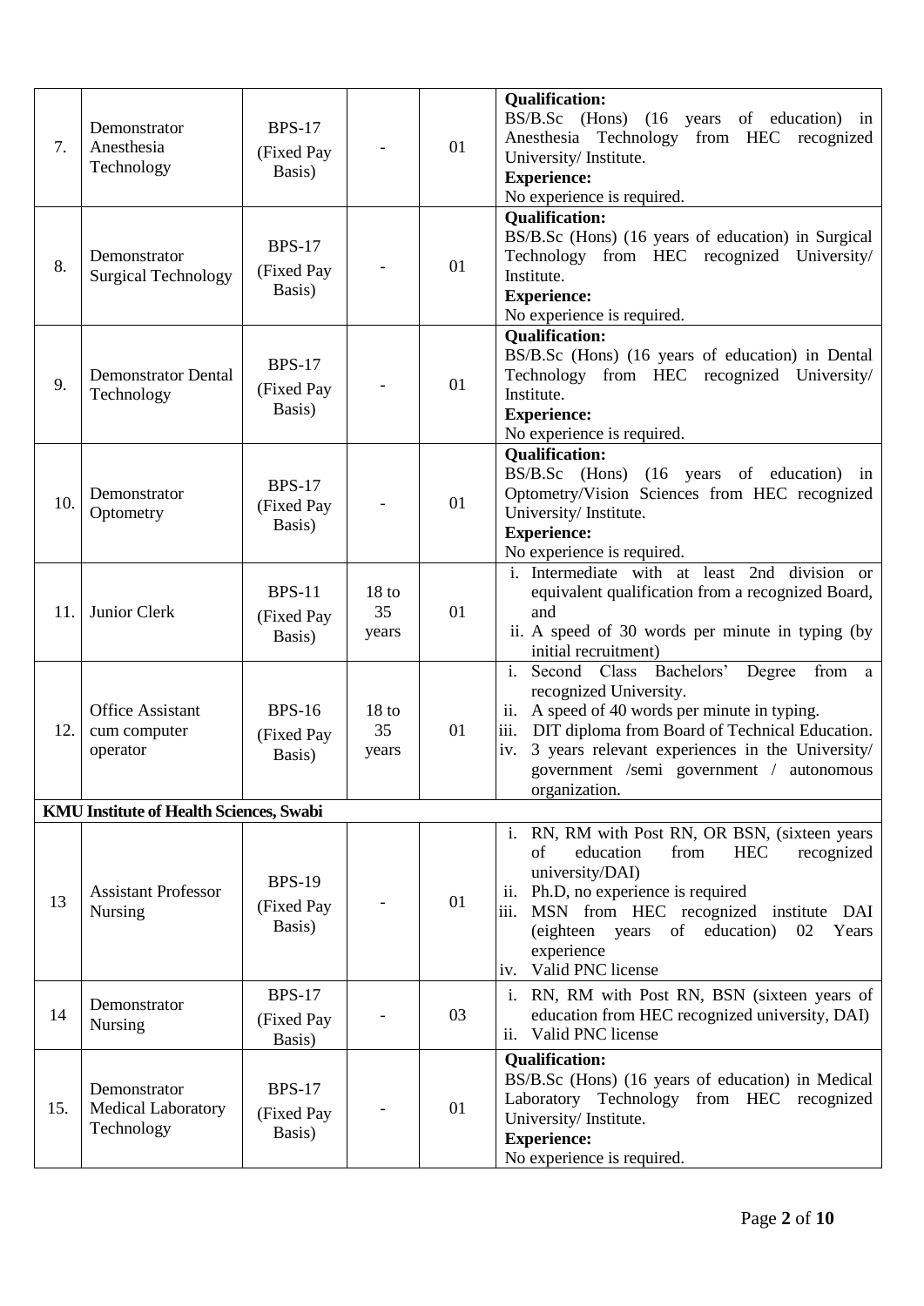| | | | | | |
|---|---|---|---|---|---|
| 7. | Demonstrator Anesthesia Technology | BPS-17 (Fixed Pay Basis) | - | 01 | **Qualification:** BS/B.Sc (Hons) (16 years of education) in Anesthesia Technology from HEC recognized University/ Institute. **Experience:** No experience is required. |
| 8. | Demonstrator Surgical Technology | BPS-17 (Fixed Pay Basis) | - | 01 | **Qualification:** BS/B.Sc (Hons) (16 years of education) in Surgical Technology from HEC recognized University/ Institute. **Experience:** No experience is required. |
| 9. | Demonstrator Dental Technology | BPS-17 (Fixed Pay Basis) | - | 01 | **Qualification:** BS/B.Sc (Hons) (16 years of education) in Dental Technology from HEC recognized University/ Institute. **Experience:** No experience is required. |
| 10. | Demonstrator Optometry | BPS-17 (Fixed Pay Basis) | - | 01 | **Qualification:** BS/B.Sc (Hons) (16 years of education) in Optometry/Vision Sciences from HEC recognized University/ Institute. **Experience:** No experience is required. |
| 11. | Junior Clerk | BPS-11 (Fixed Pay Basis) | 18 to 35 years | 01 | i. Intermediate with at least 2nd division or equivalent qualification from a recognized Board, and ii. A speed of 30 words per minute in typing (by initial recruitment) |
| 12. | Office Assistant cum computer operator | BPS-16 (Fixed Pay Basis) | 18 to 35 years | 01 | i. Second Class Bachelors' Degree from a recognized University. ii. A speed of 40 words per minute in typing. iii. DIT diploma from Board of Technical Education. iv. 3 years relevant experiences in the University/ government /semi government / autonomous organization. |
| **KMU Institute of Health Sciences, Swabi** | | | | | |
| 13 | Assistant Professor Nursing | BPS-19 (Fixed Pay Basis) | - | 01 | i. RN, RM with Post RN, OR BSN, (sixteen years of education from HEC recognized university/DAI) ii. Ph.D, no experience is required iii. MSN from HEC recognized institute DAI (eighteen years of education) 02 Years experience iv. Valid PNC license |
| 14 | Demonstrator Nursing | BPS-17 (Fixed Pay Basis) | - | 03 | i. RN, RM with Post RN, BSN (sixteen years of education from HEC recognized university, DAI) ii. Valid PNC license |
| 15. | Demonstrator Medical Laboratory Technology | BPS-17 (Fixed Pay Basis) | - | 01 | **Qualification:** BS/B.Sc (Hons) (16 years of education) in Medical Laboratory Technology from HEC recognized University/ Institute. **Experience:** No experience is required. |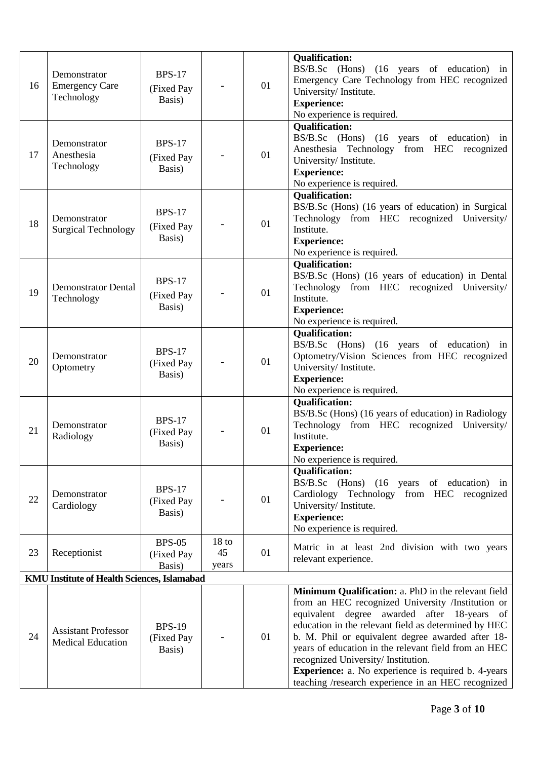| | | | | | |
|---|---|---|---|---|---|
| 16 | Demonstrator Emergency Care Technology | BPS-17 (Fixed Pay Basis) | - | 01 | **Qualification:** BS/B.Sc (Hons) (16 years of education) in Emergency Care Technology from HEC recognized University/ Institute. **Experience:** No experience is required. |
| 17 | Demonstrator Anesthesia Technology | BPS-17 (Fixed Pay Basis) | - | 01 | **Qualification:** BS/B.Sc (Hons) (16 years of education) in Anesthesia Technology from HEC recognized University/ Institute. **Experience:** No experience is required. |
| 18 | Demonstrator Surgical Technology | BPS-17 (Fixed Pay Basis) | - | 01 | **Qualification:** BS/B.Sc (Hons) (16 years of education) in Surgical Technology from HEC recognized University/ Institute. **Experience:** No experience is required. |
| 19 | Demonstrator Dental Technology | BPS-17 (Fixed Pay Basis) | - | 01 | **Qualification:** BS/B.Sc (Hons) (16 years of education) in Dental Technology from HEC recognized University/ Institute. **Experience:** No experience is required. |
| 20 | Demonstrator Optometry | BPS-17 (Fixed Pay Basis) | - | 01 | **Qualification:** BS/B.Sc (Hons) (16 years of education) in Optometry/Vision Sciences from HEC recognized University/ Institute. **Experience:** No experience is required. |
| 21 | Demonstrator Radiology | BPS-17 (Fixed Pay Basis) | - | 01 | **Qualification:** BS/B.Sc (Hons) (16 years of education) in Radiology Technology from HEC recognized University/ Institute. **Experience:** No experience is required. |
| 22 | Demonstrator Cardiology | BPS-17 (Fixed Pay Basis) | - | 01 | **Qualification:** BS/B.Sc (Hons) (16 years of education) in Cardiology Technology from HEC recognized University/ Institute. **Experience:** No experience is required. |
| 23 | Receptionist | BPS-05 (Fixed Pay Basis) | 18 to 45 years | 01 | Matric in at least 2nd division with two years relevant experience. |
| **KMU Institute of Health Sciences, Islamabad** | | | | | |
| 24 | Assistant Professor Medical Education | BPS-19 (Fixed Pay Basis) | - | 01 | **Minimum Qualification:** a. PhD in the relevant field from an HEC recognized University /Institution or equivalent degree awarded after 18-years of education in the relevant field as determined by HEC b. M. Phil or equivalent degree awarded after 18-years of education in the relevant field from an HEC recognized University/ Institution. **Experience:** a. No experience is required b. 4-years teaching /research experience in an HEC recognized |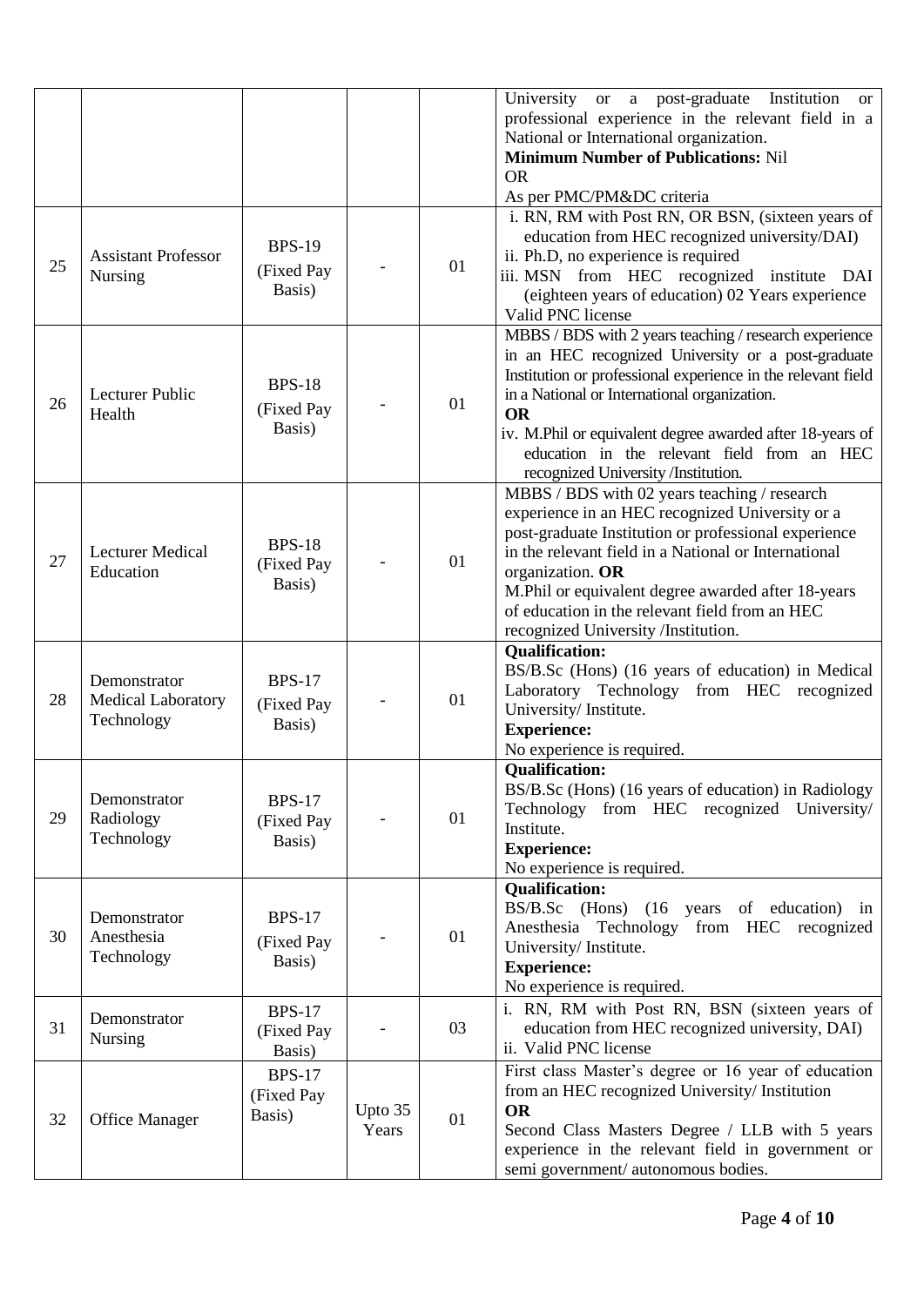| | | | | | |
|---|---|---|---|---|---|
| | | | | | University or a post-graduate Institution or professional experience in the relevant field in a National or International organization.<br>**Minimum Number of Publications:** Nil<br>OR<br>As per PMC/PM&DC criteria |
| 25 | Assistant Professor Nursing | BPS-19 (Fixed Pay Basis) | - | 01 | i. RN, RM with Post RN, OR BSN, (sixteen years of education from HEC recognized university/DAI)<br>ii. Ph.D, no experience is required<br>iii. MSN from HEC recognized institute DAI (eighteen years of education) 02 Years experience<br>Valid PNC license |
| 26 | Lecturer Public Health | BPS-18 (Fixed Pay Basis) | - | 01 | MBBS / BDS with 2 years teaching / research experience in an HEC recognized University or a post-graduate Institution or professional experience in the relevant field in a National or International organization.<br>**OR**<br>iv. M.Phil or equivalent degree awarded after 18-years of education in the relevant field from an HEC recognized University /Institution. |
| 27 | Lecturer Medical Education | BPS-18 (Fixed Pay Basis) | - | 01 | MBBS / BDS with 02 years teaching / research experience in an HEC recognized University or a post-graduate Institution or professional experience in the relevant field in a National or International organization. **OR**<br>M.Phil or equivalent degree awarded after 18-years of education in the relevant field from an HEC recognized University /Institution. |
| 28 | Demonstrator Medical Laboratory Technology | BPS-17 (Fixed Pay Basis) | - | 01 | **Qualification:**<br>BS/B.Sc (Hons) (16 years of education) in Medical Laboratory Technology from HEC recognized University/ Institute.<br>**Experience:**<br>No experience is required. |
| 29 | Demonstrator Radiology Technology | BPS-17 (Fixed Pay Basis) | - | 01 | **Qualification:**<br>BS/B.Sc (Hons) (16 years of education) in Radiology Technology from HEC recognized University/ Institute.<br>**Experience:**<br>No experience is required. |
| 30 | Demonstrator Anesthesia Technology | BPS-17 (Fixed Pay Basis) | - | 01 | **Qualification:**<br>BS/B.Sc (Hons) (16 years of education) in Anesthesia Technology from HEC recognized University/ Institute.<br>**Experience:**<br>No experience is required. |
| 31 | Demonstrator Nursing | BPS-17 (Fixed Pay Basis) | - | 03 | i. RN, RM with Post RN, BSN (sixteen years of education from HEC recognized university, DAI)<br>ii. Valid PNC license |
| 32 | Office Manager | BPS-17 (Fixed Pay Basis) | Upto 35 Years | 01 | First class Master's degree or 16 year of education from an HEC recognized University/ Institution<br>**OR**<br>Second Class Masters Degree / LLB with 5 years experience in the relevant field in government or semi government/ autonomous bodies. |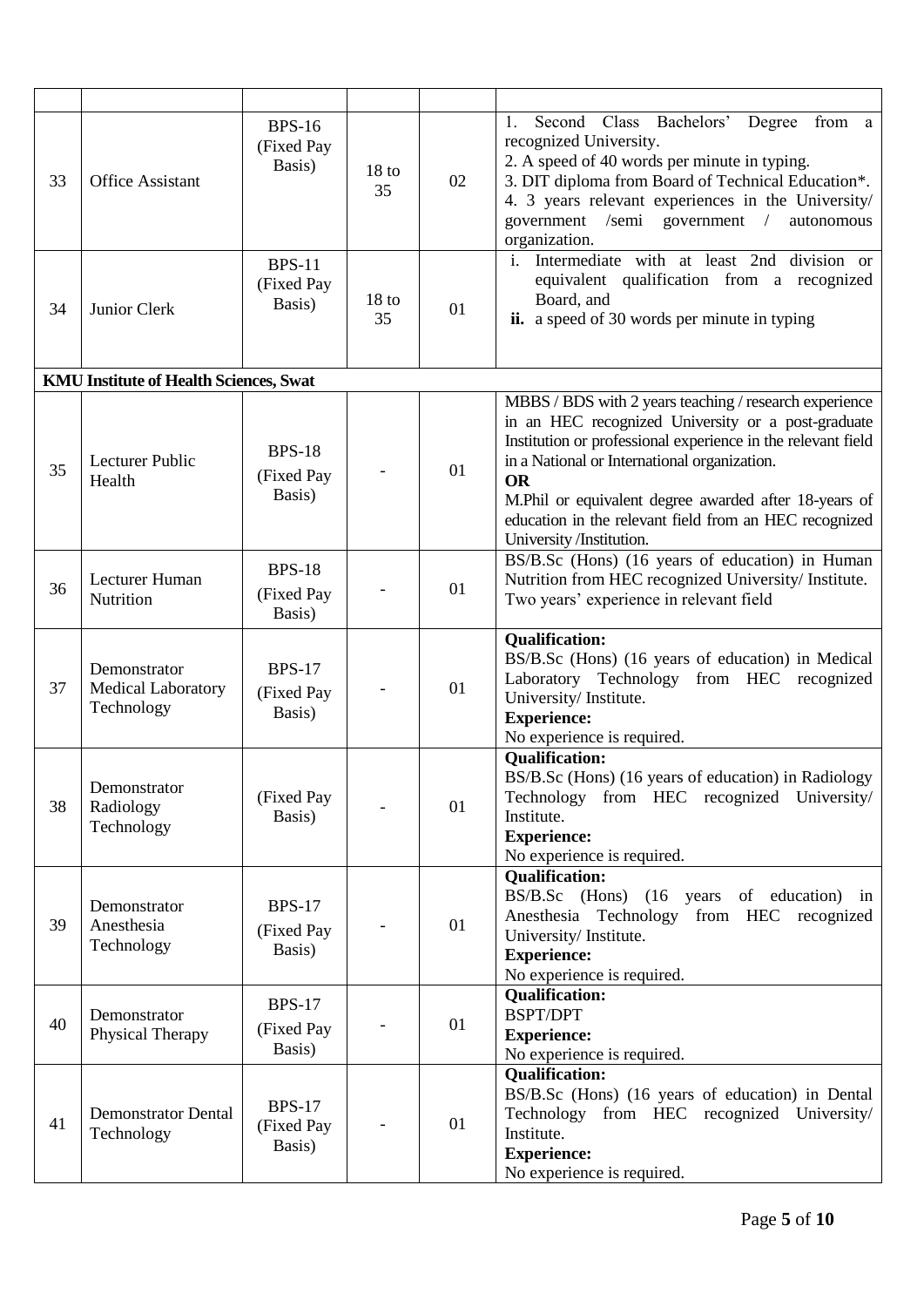| | | | | | |
|---|---|---|---|---|---|
| 33 | Office Assistant | BPS-16 (Fixed Pay Basis) | 18 to 35 | 02 | 1. Second Class Bachelors' Degree from a recognized University.<br>2. A speed of 40 words per minute in typing.<br>3. DIT diploma from Board of Technical Education*.<br>4. 3 years relevant experiences in the University/ government /semi government / autonomous organization. |
| 34 | Junior Clerk | BPS-11 (Fixed Pay Basis) | 18 to 35 | 01 | i. Intermediate with at least 2nd division or equivalent qualification from a recognized Board, and<br>**ii.** a speed of 30 words per minute in typing |
| **KMU Institute of Health Sciences, Swat** | | | | | |
| 35 | Lecturer Public Health | BPS-18 (Fixed Pay Basis) | - | 01 | MBBS / BDS with 2 years teaching / research experience in an HEC recognized University or a post-graduate Institution or professional experience in the relevant field in a National or International organization.<br>**OR**<br>M.Phil or equivalent degree awarded after 18-years of education in the relevant field from an HEC recognized University /Institution. |
| 36 | Lecturer Human Nutrition | BPS-18 (Fixed Pay Basis) | - | 01 | BS/B.Sc (Hons) (16 years of education) in Human Nutrition from HEC recognized University/ Institute.<br>Two years' experience in relevant field |
| 37 | Demonstrator Medical Laboratory Technology | BPS-17 (Fixed Pay Basis) | - | 01 | **Qualification:**<br>BS/B.Sc (Hons) (16 years of education) in Medical Laboratory Technology from HEC recognized University/ Institute.<br>**Experience:**<br>No experience is required. |
| 38 | Demonstrator Radiology Technology | (Fixed Pay Basis) | - | 01 | **Qualification:**<br>BS/B.Sc (Hons) (16 years of education) in Radiology Technology from HEC recognized University/ Institute.<br>**Experience:**<br>No experience is required. |
| 39 | Demonstrator Anesthesia Technology | BPS-17 (Fixed Pay Basis) | - | 01 | **Qualification:**<br>BS/B.Sc (Hons) (16 years of education) in Anesthesia Technology from HEC recognized University/ Institute.<br>**Experience:**<br>No experience is required. |
| 40 | Demonstrator Physical Therapy | BPS-17 (Fixed Pay Basis) | - | 01 | **Qualification:**<br>BSPT/DPT<br>**Experience:**<br>No experience is required. |
| 41 | Demonstrator Dental Technology | BPS-17 (Fixed Pay Basis) | - | 01 | **Qualification:**<br>BS/B.Sc (Hons) (16 years of education) in Dental Technology from HEC recognized University/ Institute.<br>**Experience:**<br>No experience is required. |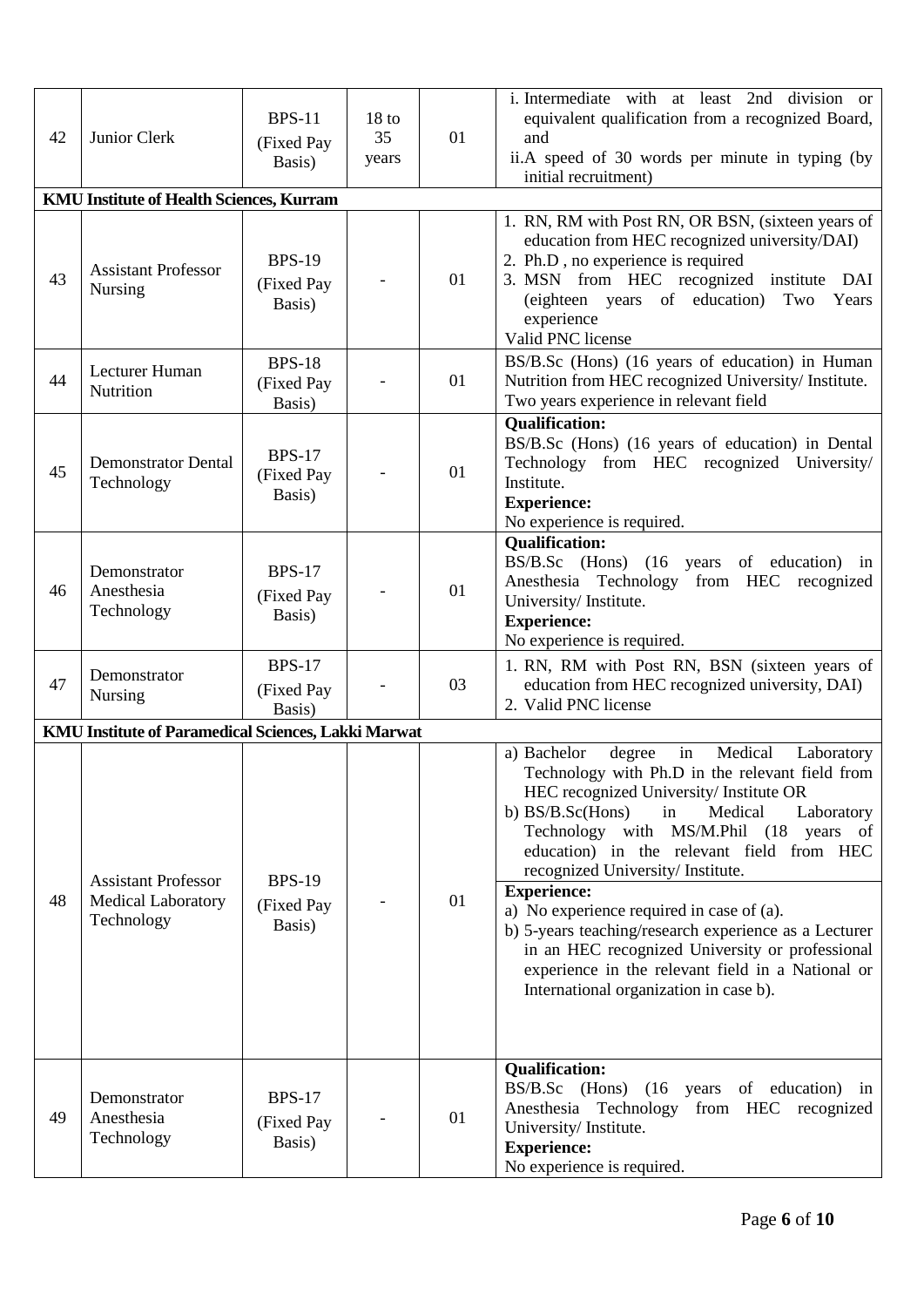| | | | | | |
|---|---|---|---|---|---|
| 42 | Junior Clerk | BPS-11 (Fixed Pay Basis) | 18 to 35 years | 01 | i. Intermediate with at least 2nd division or equivalent qualification from a recognized Board, and<br>ii.A speed of 30 words per minute in typing (by initial recruitment) |
| **KMU Institute of Health Sciences, Kurram** | | | | | |
| 43 | Assistant Professor Nursing | BPS-19 (Fixed Pay Basis) | - | 01 | 1. RN, RM with Post RN, OR BSN, (sixteen years of education from HEC recognized university/DAI)<br>2. Ph.D , no experience is required<br>3. MSN from HEC recognized institute DAI (eighteen years of education) Two Years experience<br>Valid PNC license |
| 44 | Lecturer Human Nutrition | BPS-18 (Fixed Pay Basis) | - | 01 | BS/B.Sc (Hons) (16 years of education) in Human Nutrition from HEC recognized University/ Institute.<br>Two years experience in relevant field |
| 45 | Demonstrator Dental Technology | BPS-17 (Fixed Pay Basis) | - | 01 | **Qualification:**<br>BS/B.Sc (Hons) (16 years of education) in Dental Technology from HEC recognized University/ Institute.<br>**Experience:**<br>No experience is required. |
| 46 | Demonstrator Anesthesia Technology | BPS-17 (Fixed Pay Basis) | - | 01 | **Qualification:**<br>BS/B.Sc (Hons) (16 years of education) in Anesthesia Technology from HEC recognized University/ Institute.<br>**Experience:**<br>No experience is required. |
| 47 | Demonstrator Nursing | BPS-17 (Fixed Pay Basis) | - | 03 | 1. RN, RM with Post RN, BSN (sixteen years of education from HEC recognized university, DAI)<br>2. Valid PNC license |
| **KMU Institute of Paramedical Sciences, Lakki Marwat** | | | | | |
| 48 | Assistant Professor Medical Laboratory Technology | BPS-19 (Fixed Pay Basis) | - | 01 | a) Bachelor degree in Medical Laboratory Technology with Ph.D in the relevant field from HEC recognized University/ Institute OR<br>b) BS/B.Sc(Hons) in Medical Laboratory Technology with MS/M.Phil (18 years of education) in the relevant field from HEC recognized University/ Institute.<br>**Experience:**<br>a) No experience required in case of (a).<br>b) 5-years teaching/research experience as a Lecturer in an HEC recognized University or professional experience in the relevant field in a National or International organization in case b). |
| 49 | Demonstrator Anesthesia Technology | BPS-17 (Fixed Pay Basis) | - | 01 | **Qualification:**<br>BS/B.Sc (Hons) (16 years of education) in Anesthesia Technology from HEC recognized University/ Institute.<br>**Experience:**<br>No experience is required. |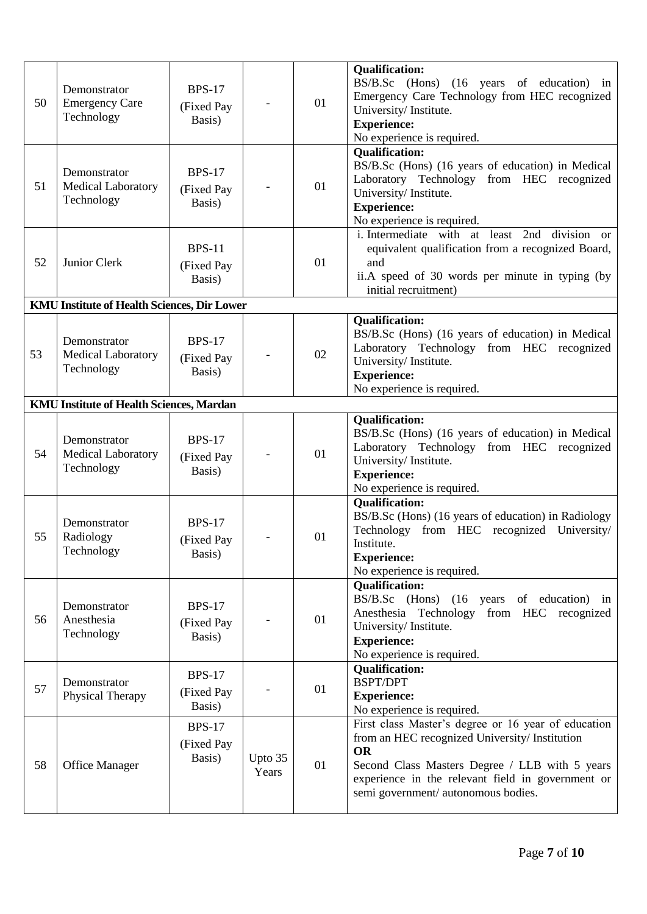| | | | | | |
|---|---|---|---|---|---|
| 50 | Demonstrator Emergency Care Technology | BPS-17 (Fixed Pay Basis) | - | 01 | **Qualification:** BS/B.Sc (Hons) (16 years of education) in Emergency Care Technology from HEC recognized University/ Institute. **Experience:** No experience is required. |
| 51 | Demonstrator Medical Laboratory Technology | BPS-17 (Fixed Pay Basis) | - | 01 | **Qualification:** BS/B.Sc (Hons) (16 years of education) in Medical Laboratory Technology from HEC recognized University/ Institute. **Experience:** No experience is required. |
| 52 | Junior Clerk | BPS-11 (Fixed Pay Basis) | | 01 | i. Intermediate with at least 2nd division or equivalent qualification from a recognized Board, and ii. A speed of 30 words per minute in typing (by initial recruitment) |
| **KMU Institute of Health Sciences, Dir Lower** | | | | | |
| 53 | Demonstrator Medical Laboratory Technology | BPS-17 (Fixed Pay Basis) | - | 02 | **Qualification:** BS/B.Sc (Hons) (16 years of education) in Medical Laboratory Technology from HEC recognized University/ Institute. **Experience:** No experience is required. |
| **KMU Institute of Health Sciences, Mardan** | | | | | |
| 54 | Demonstrator Medical Laboratory Technology | BPS-17 (Fixed Pay Basis) | - | 01 | **Qualification:** BS/B.Sc (Hons) (16 years of education) in Medical Laboratory Technology from HEC recognized University/ Institute. **Experience:** No experience is required. |
| 55 | Demonstrator Radiology Technology | BPS-17 (Fixed Pay Basis) | - | 01 | **Qualification:** BS/B.Sc (Hons) (16 years of education) in Radiology Technology from HEC recognized University/ Institute. **Experience:** No experience is required. |
| 56 | Demonstrator Anesthesia Technology | BPS-17 (Fixed Pay Basis) | - | 01 | **Qualification:** BS/B.Sc (Hons) (16 years of education) in Anesthesia Technology from HEC recognized University/ Institute. **Experience:** No experience is required. |
| 57 | Demonstrator Physical Therapy | BPS-17 (Fixed Pay Basis) | - | 01 | **Qualification:** BSPT/DPT **Experience:** No experience is required. |
| 58 | Office Manager | BPS-17 (Fixed Pay Basis) | Upto 35 Years | 01 | First class Master's degree or 16 year of education from an HEC recognized University/ Institution **OR** Second Class Masters Degree / LLB with 5 years experience in the relevant field in government or semi government/ autonomous bodies. |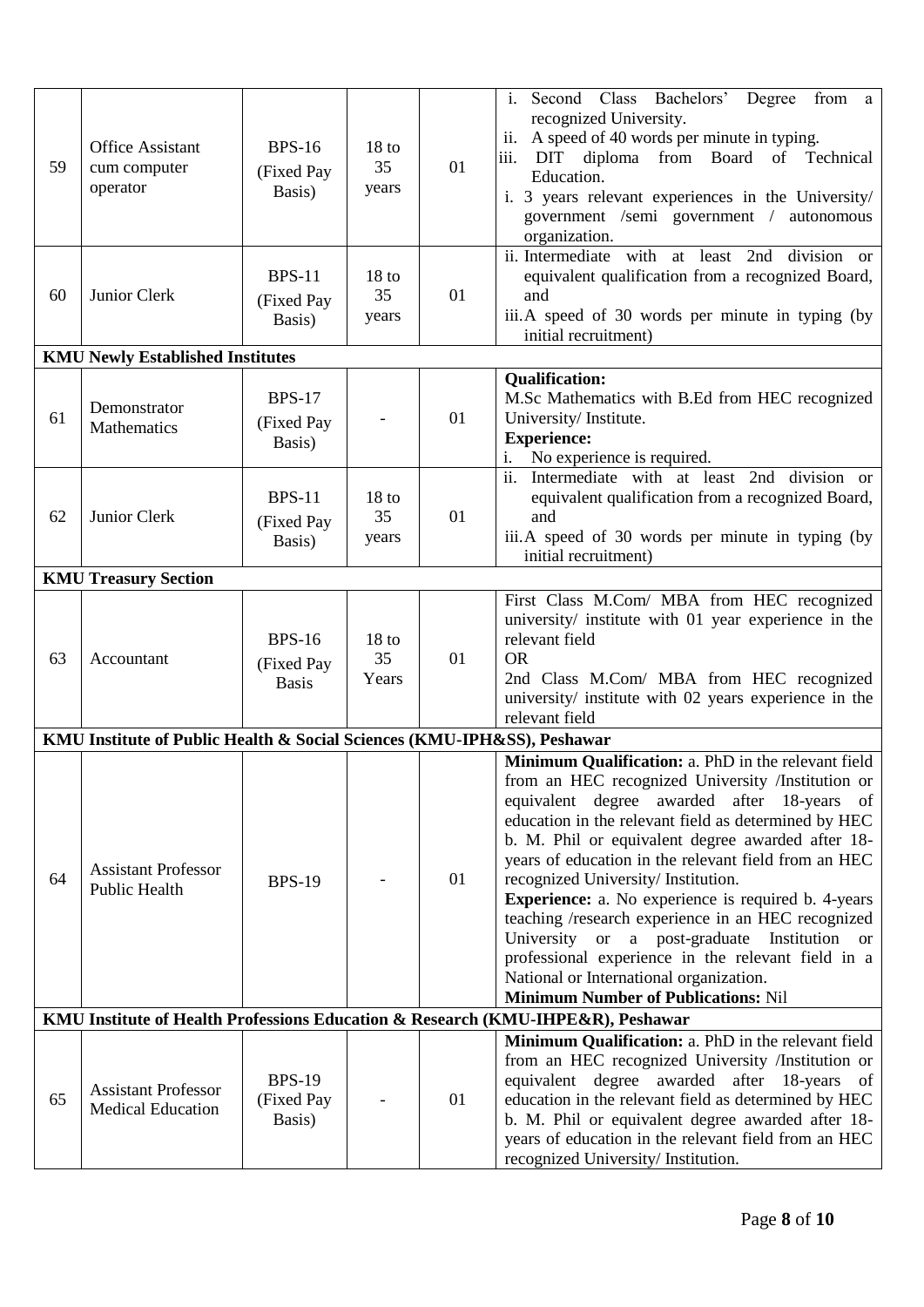| | | | | | |
|---|---|---|---|---|---|
| 59 | Office Assistant cum computer operator | BPS-16 (Fixed Pay Basis) | 18 to 35 years | 01 | i. Second Class Bachelors' Degree from a recognized University.<br>ii. A speed of 40 words per minute in typing.<br>iii. DIT diploma from Board of Technical Education. |
| 60 | Junior Clerk | BPS-11 (Fixed Pay Basis) | 18 to 35 years | 01 | i. 3 years relevant experiences in the University/ government /semi government / autonomous organization.<br>ii. Intermediate with at least 2nd division or equivalent qualification from a recognized Board, and<br>iii. A speed of 30 words per minute in typing (by initial recruitment) |
| **KMU Newly Established Institutes** | | | | | |
| 61 | Demonstrator Mathematics | BPS-17 (Fixed Pay Basis) | - | 01 | **Qualification:**<br>M.Sc Mathematics with B.Ed from HEC recognized University/ Institute.<br>**Experience:**<br>i. No experience is required. |
| 62 | Junior Clerk | BPS-11 (Fixed Pay Basis) | 18 to 35 years | 01 | ii. Intermediate with at least 2nd division or equivalent qualification from a recognized Board, and<br>iii. A speed of 30 words per minute in typing (by initial recruitment) |
| **KMU Treasury Section** | | | | | |
| 63 | Accountant | BPS-16 (Fixed Pay Basis | 18 to 35 Years | 01 | First Class M.Com/ MBA from HEC recognized university/ institute with 01 year experience in the relevant field<br>OR<br>2nd Class M.Com/ MBA from HEC recognized university/ institute with 02 years experience in the relevant field |
| **KMU Institute of Public Health & Social Sciences (KMU-IPH&SS), Peshawar** | | | | | |
| 64 | Assistant Professor Public Health | BPS-19 | - | 01 | **Minimum Qualification:** a. PhD in the relevant field from an HEC recognized University /Institution or equivalent degree awarded after 18-years of education in the relevant field as determined by HEC b. M. Phil or equivalent degree awarded after 18-years of education in the relevant field from an HEC recognized University/ Institution.<br>**Experience:** a. No experience is required b. 4-years teaching /research experience in an HEC recognized University or a post-graduate Institution or professional experience in the relevant field in a National or International organization.<br>**Minimum Number of Publications:** Nil |
| **KMU Institute of Health Professions Education & Research (KMU-IHPE&R), Peshawar** | | | | | |
| 65 | Assistant Professor Medical Education | BPS-19 (Fixed Pay Basis) | - | 01 | **Minimum Qualification:** a. PhD in the relevant field from an HEC recognized University /Institution or equivalent degree awarded after 18-years of education in the relevant field as determined by HEC b. M. Phil or equivalent degree awarded after 18-years of education in the relevant field from an HEC recognized University/ Institution. |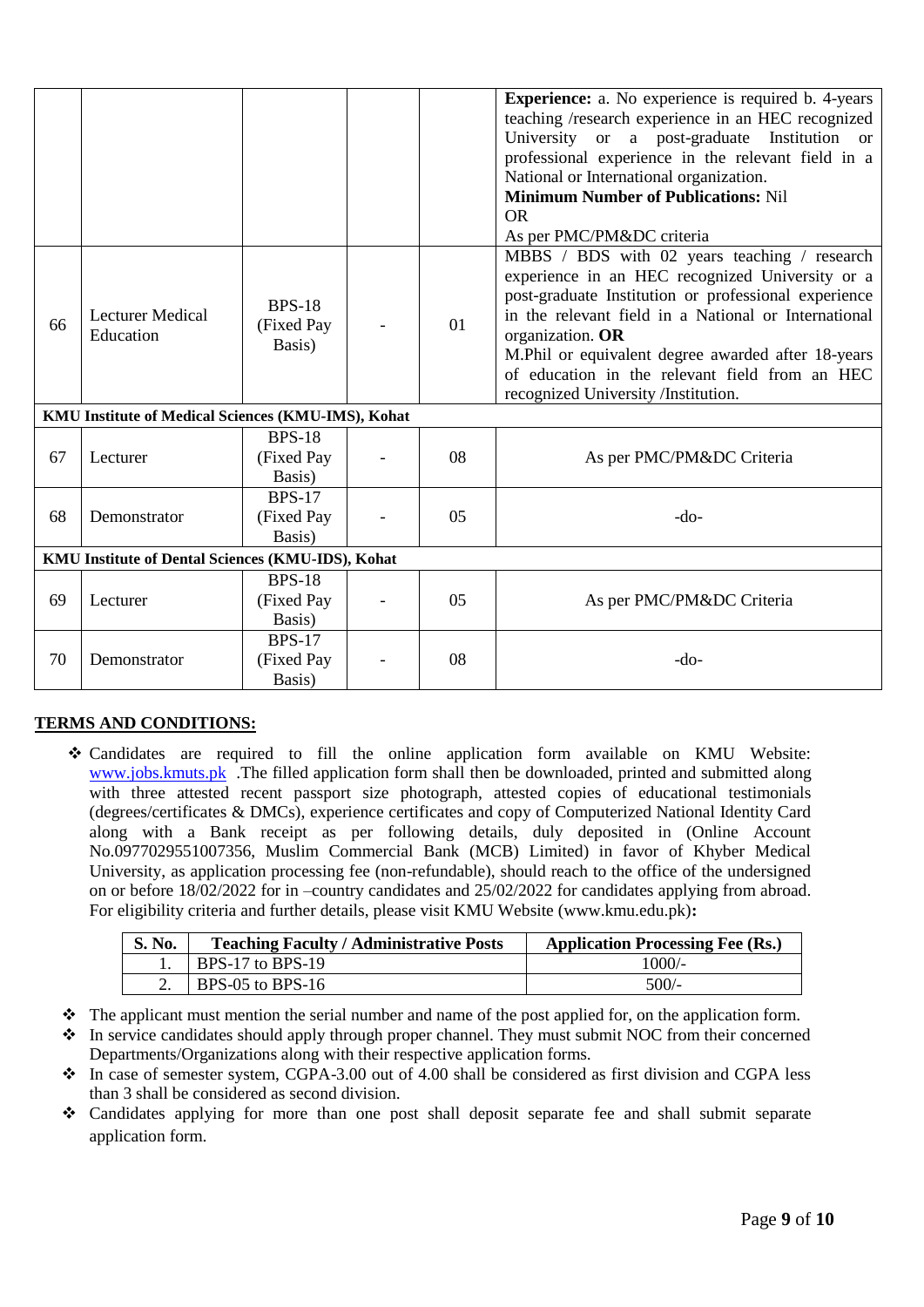| | | | | | |
|---|---|---|---|---|---|
| | | | | | **Experience:** a. No experience is required b. 4-years teaching /research experience in an HEC recognized University or a post-graduate Institution or professional experience in the relevant field in a National or International organization.<br>**Minimum Number of Publications:** Nil<br>OR<br>As per PMC/PM&DC criteria |
| 66 | Lecturer Medical Education | BPS-18 (Fixed Pay Basis) | - | 01 | MBBS / BDS with 02 years teaching / research experience in an HEC recognized University or a post-graduate Institution or professional experience in the relevant field in a National or International organization. **OR**<br>M.Phil or equivalent degree awarded after 18-years of education in the relevant field from an HEC recognized University /Institution. |
| **KMU Institute of Medical Sciences (KMU-IMS), Kohat** | | | | | |
| 67 | Lecturer | BPS-18 (Fixed Pay Basis) | - | 08 | As per PMC/PM&DC Criteria |
| 68 | Demonstrator | BPS-17 (Fixed Pay Basis) | - | 05 | -do- |
| **KMU Institute of Dental Sciences (KMU-IDS), Kohat** | | | | | |
| 69 | Lecturer | BPS-18 (Fixed Pay Basis) | - | 05 | As per PMC/PM&DC Criteria |
| 70 | Demonstrator | BPS-17 (Fixed Pay Basis) | - | 08 | -do- |

**TERMS AND CONDITIONS:**

- Candidates are required to fill the online application form available on KMU Website: www.jobs.kmuts.pk .The filled application form shall then be downloaded, printed and submitted along with three attested recent passport size photograph, attested copies of educational testimonials (degrees/certificates & DMCs), experience certificates and copy of Computerized National Identity Card along with a Bank receipt as per following details, duly deposited in (Online Account No.0977029551007356, Muslim Commercial Bank (MCB) Limited) in favor of Khyber Medical University, as application processing fee (non-refundable), should reach to the office of the undersigned on or before 18/02/2022 for in –country candidates and 25/02/2022 for candidates applying from abroad. For eligibility criteria and further details, please visit KMU Website (www.kmu.edu.pk)**:**

| S. No. | Teaching Faculty / Administrative Posts | Application Processing Fee (Rs.) |
|---|---|---|
| 1. | BPS-17 to BPS-19 | 1000/- |
| 2. | BPS-05 to BPS-16 | 500/- |

- The applicant must mention the serial number and name of the post applied for, on the application form.
- In service candidates should apply through proper channel. They must submit NOC from their concerned Departments/Organizations along with their respective application forms.
- In case of semester system, CGPA-3.00 out of 4.00 shall be considered as first division and CGPA less than 3 shall be considered as second division.
- Candidates applying for more than one post shall deposit separate fee and shall submit separate application form.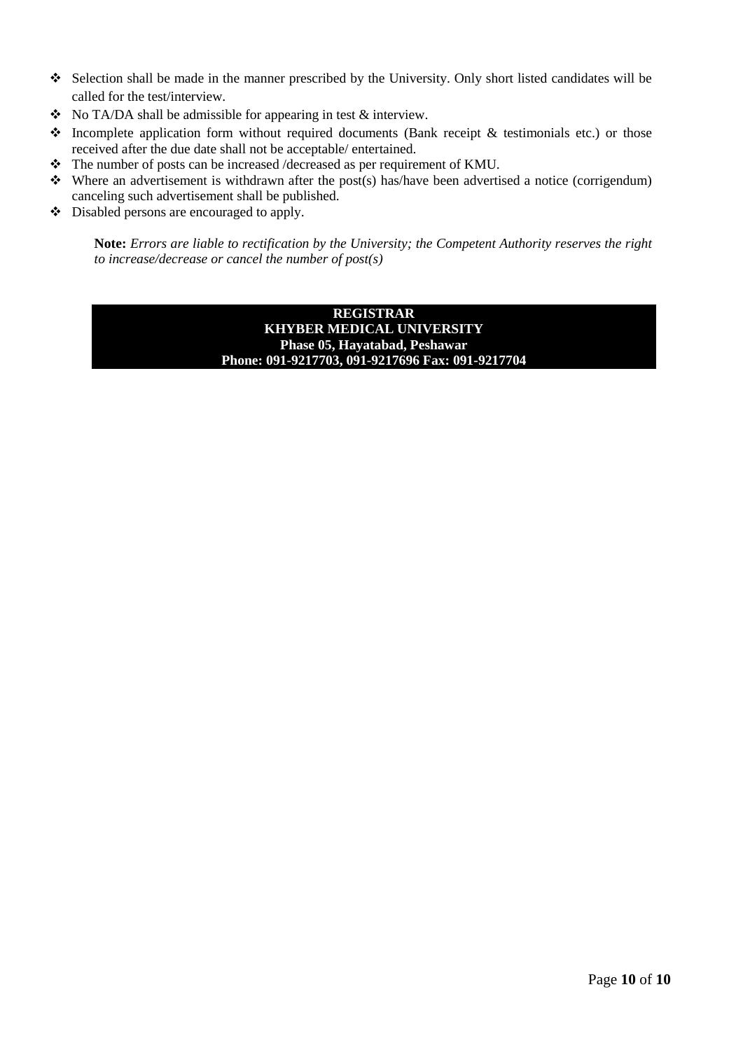- Selection shall be made in the manner prescribed by the University. Only short listed candidates will be called for the test/interview.
- No TA/DA shall be admissible for appearing in test & interview.
- Incomplete application form without required documents (Bank receipt & testimonials etc.) or those received after the due date shall not be acceptable/ entertained.
- The number of posts can be increased /decreased as per requirement of KMU.
- Where an advertisement is withdrawn after the post(s) has/have been advertised a notice (corrigendum) canceling such advertisement shall be published.
- Disabled persons are encouraged to apply.

**Note:** *Errors are liable to rectification by the University; the Competent Authority reserves the right to increase/decrease or cancel the number of post(s)*

**REGISTRAR**
**KHYBER MEDICAL UNIVERSITY**
**Phase 05, Hayatabad, Peshawar**
**Phone: 091-9217703, 091-9217696 Fax: 091-9217704**